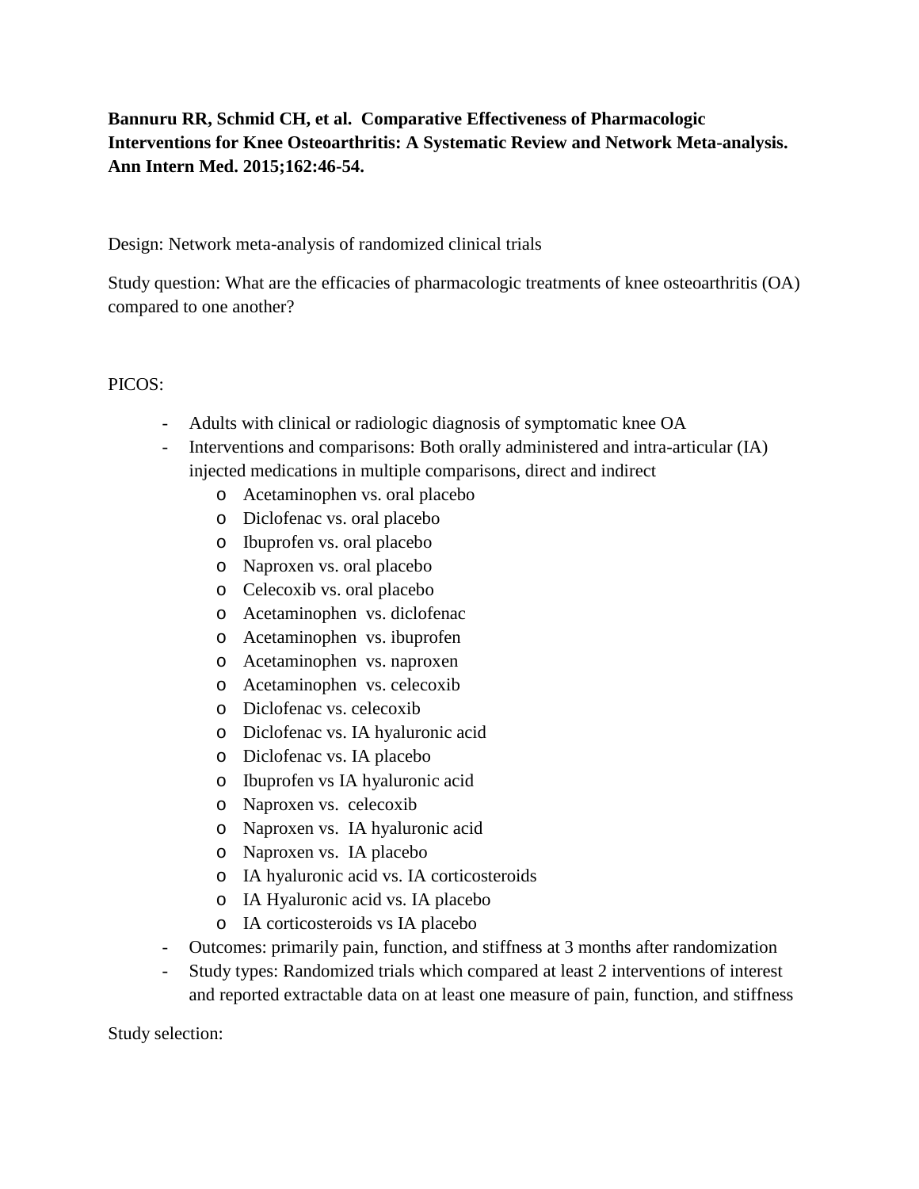**Bannuru RR, Schmid CH, et al. Comparative Effectiveness of Pharmacologic Interventions for Knee Osteoarthritis: A Systematic Review and Network Meta-analysis. Ann Intern Med. 2015;162:46-54.**

Design: Network meta-analysis of randomized clinical trials

Study question: What are the efficacies of pharmacologic treatments of knee osteoarthritis (OA) compared to one another?

PICOS:

- Adults with clinical or radiologic diagnosis of symptomatic knee OA
- Interventions and comparisons: Both orally administered and intra-articular (IA) injected medications in multiple comparisons, direct and indirect
    - Acetaminophen vs. oral placebo
    - Diclofenac vs. oral placebo
    - Ibuprofen vs. oral placebo
    - Naproxen vs. oral placebo
    - Celecoxib vs. oral placebo
    - Acetaminophen vs. diclofenac
    - Acetaminophen vs. ibuprofen
    - Acetaminophen vs. naproxen
    - Acetaminophen vs. celecoxib
    - Diclofenac vs. celecoxib
    - Diclofenac vs. IA hyaluronic acid
    - Diclofenac vs. IA placebo
    - Ibuprofen vs IA hyaluronic acid
    - Naproxen vs. celecoxib
    - Naproxen vs. IA hyaluronic acid
    - Naproxen vs. IA placebo
    - IA hyaluronic acid vs. IA corticosteroids
    - IA Hyaluronic acid vs. IA placebo
    - IA corticosteroids vs IA placebo
- Outcomes: primarily pain, function, and stiffness at 3 months after randomization
- Study types: Randomized trials which compared at least 2 interventions of interest and reported extractable data on at least one measure of pain, function, and stiffness

Study selection: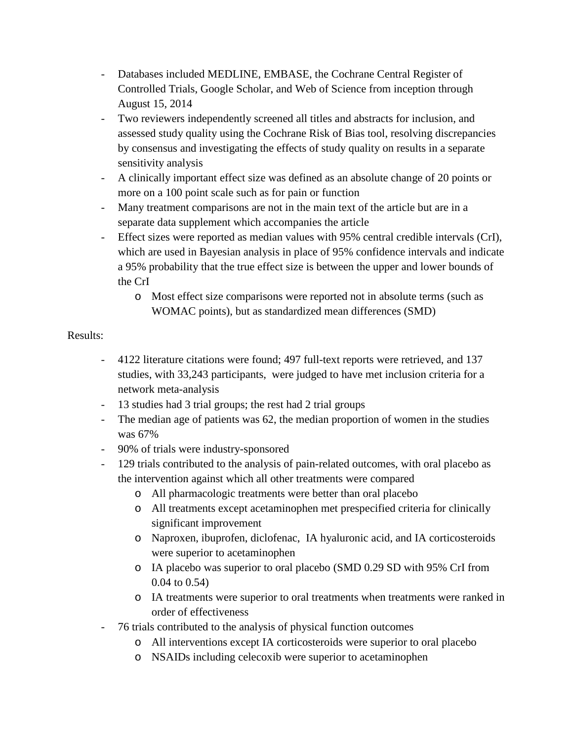- Databases included MEDLINE, EMBASE, the Cochrane Central Register of Controlled Trials, Google Scholar, and Web of Science from inception through August 15, 2014
- Two reviewers independently screened all titles and abstracts for inclusion, and assessed study quality using the Cochrane Risk of Bias tool, resolving discrepancies by consensus and investigating the effects of study quality on results in a separate sensitivity analysis
- A clinically important effect size was defined as an absolute change of 20 points or more on a 100 point scale such as for pain or function
- Many treatment comparisons are not in the main text of the article but are in a separate data supplement which accompanies the article
- Effect sizes were reported as median values with 95% central credible intervals (CrI), which are used in Bayesian analysis in place of 95% confidence intervals and indicate a 95% probability that the true effect size is between the upper and lower bounds of the CrI
    - Most effect size comparisons were reported not in absolute terms (such as WOMAC points), but as standardized mean differences (SMD)

Results:

- 4122 literature citations were found; 497 full-text reports were retrieved, and 137 studies, with 33,243 participants, were judged to have met inclusion criteria for a network meta-analysis
- 13 studies had 3 trial groups; the rest had 2 trial groups
- The median age of patients was 62, the median proportion of women in the studies was 67%
- 90% of trials were industry-sponsored
- 129 trials contributed to the analysis of pain-related outcomes, with oral placebo as the intervention against which all other treatments were compared
    - All pharmacologic treatments were better than oral placebo
    - All treatments except acetaminophen met prespecified criteria for clinically significant improvement
    - Naproxen, ibuprofen, diclofenac, IA hyaluronic acid, and IA corticosteroids were superior to acetaminophen
    - IA placebo was superior to oral placebo (SMD 0.29 SD with 95% CrI from 0.04 to 0.54)
    - IA treatments were superior to oral treatments when treatments were ranked in order of effectiveness
- 76 trials contributed to the analysis of physical function outcomes
    - All interventions except IA corticosteroids were superior to oral placebo
    - NSAIDs including celecoxib were superior to acetaminophen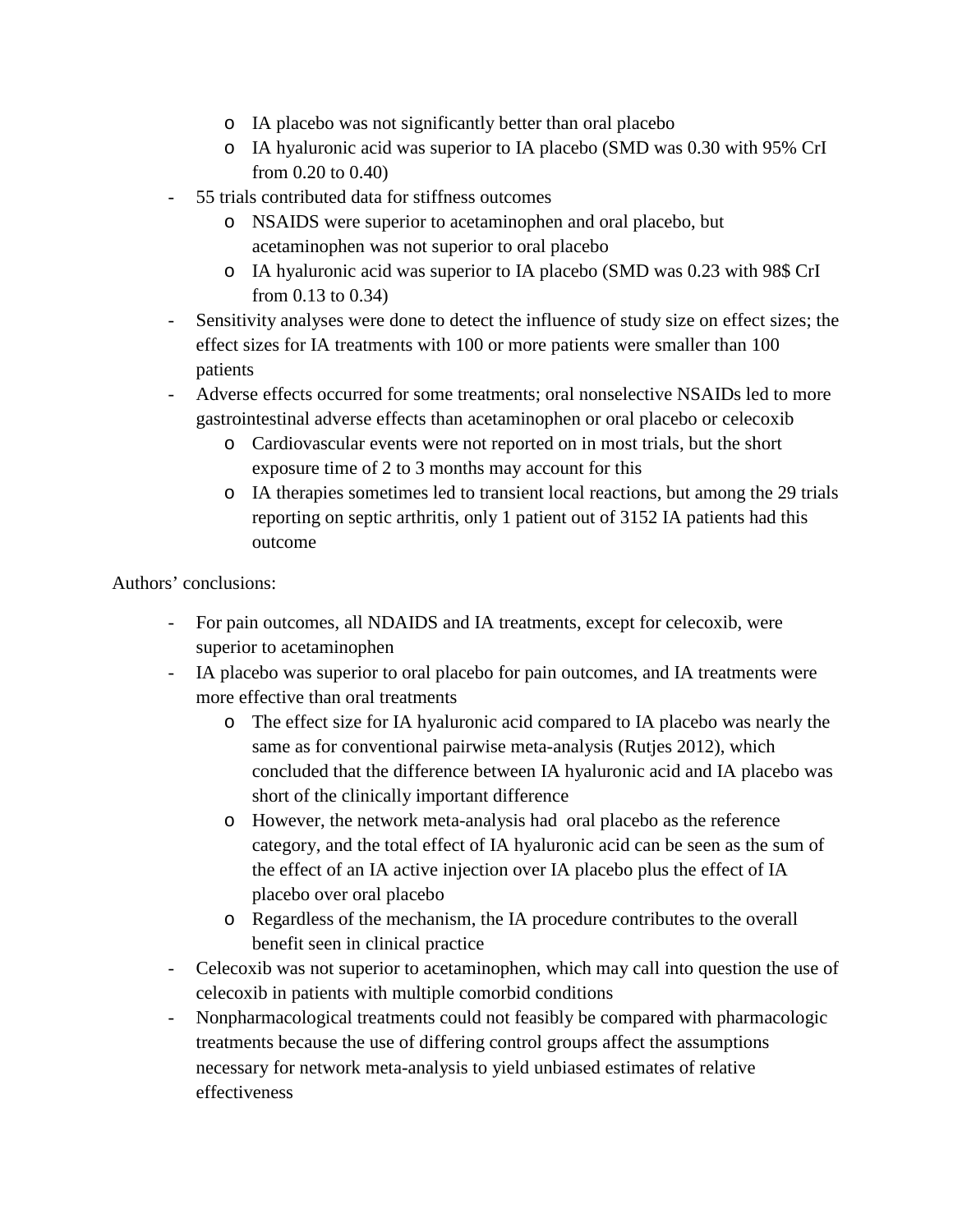- IA placebo was not significantly better than oral placebo
  - IA hyaluronic acid was superior to IA placebo (SMD was 0.30 with 95% CrI from 0.20 to 0.40)
- 55 trials contributed data for stiffness outcomes
  - NSAIDS were superior to acetaminophen and oral placebo, but acetaminophen was not superior to oral placebo
  - IA hyaluronic acid was superior to IA placebo (SMD was 0.23 with 98$ CrI from 0.13 to 0.34)
- Sensitivity analyses were done to detect the influence of study size on effect sizes; the effect sizes for IA treatments with 100 or more patients were smaller than 100 patients
- Adverse effects occurred for some treatments; oral nonselective NSAIDs led to more gastrointestinal adverse effects than acetaminophen or oral placebo or celecoxib
  - Cardiovascular events were not reported on in most trials, but the short exposure time of 2 to 3 months may account for this
  - IA therapies sometimes led to transient local reactions, but among the 29 trials reporting on septic arthritis, only 1 patient out of 3152 IA patients had this outcome

Authors' conclusions:

- For pain outcomes, all NDAIDS and IA treatments, except for celecoxib, were superior to acetaminophen
- IA placebo was superior to oral placebo for pain outcomes, and IA treatments were more effective than oral treatments
  - The effect size for IA hyaluronic acid compared to IA placebo was nearly the same as for conventional pairwise meta-analysis (Rutjes 2012), which concluded that the difference between IA hyaluronic acid and IA placebo was short of the clinically important difference
  - However, the network meta-analysis had oral placebo as the reference category, and the total effect of IA hyaluronic acid can be seen as the sum of the effect of an IA active injection over IA placebo plus the effect of IA placebo over oral placebo
  - Regardless of the mechanism, the IA procedure contributes to the overall benefit seen in clinical practice
- Celecoxib was not superior to acetaminophen, which may call into question the use of celecoxib in patients with multiple comorbid conditions
- Nonpharmacological treatments could not feasibly be compared with pharmacologic treatments because the use of differing control groups affect the assumptions necessary for network meta-analysis to yield unbiased estimates of relative effectiveness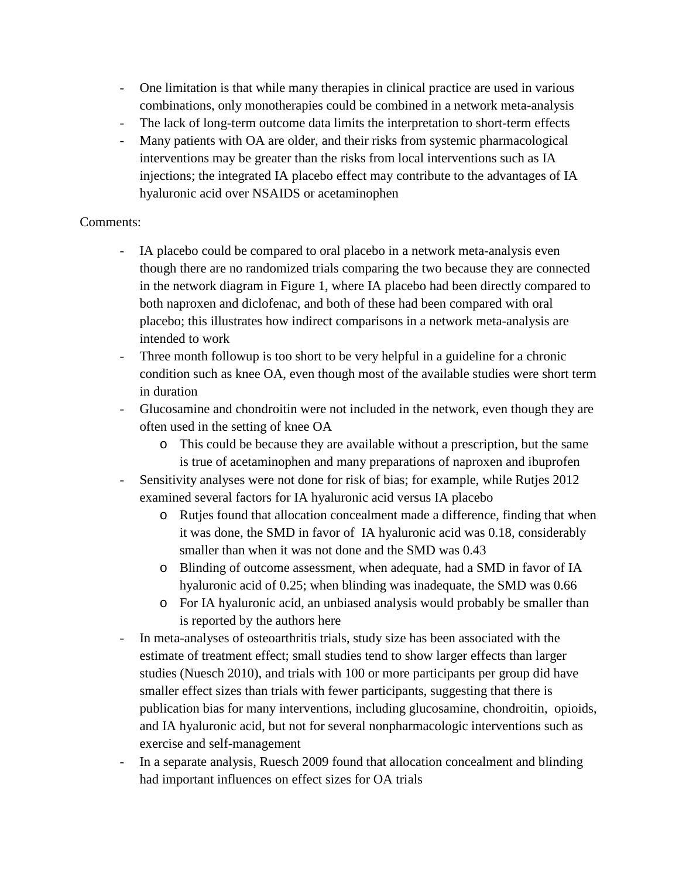- One limitation is that while many therapies in clinical practice are used in various combinations, only monotherapies could be combined in a network meta-analysis
- The lack of long-term outcome data limits the interpretation to short-term effects
- Many patients with OA are older, and their risks from systemic pharmacological interventions may be greater than the risks from local interventions such as IA injections; the integrated IA placebo effect may contribute to the advantages of IA hyaluronic acid over NSAIDS or acetaminophen

Comments:

- IA placebo could be compared to oral placebo in a network meta-analysis even though there are no randomized trials comparing the two because they are connected in the network diagram in Figure 1, where IA placebo had been directly compared to both naproxen and diclofenac, and both of these had been compared with oral placebo; this illustrates how indirect comparisons in a network meta-analysis are intended to work
- Three month followup is too short to be very helpful in a guideline for a chronic condition such as knee OA, even though most of the available studies were short term in duration
- Glucosamine and chondroitin were not included in the network, even though they are often used in the setting of knee OA
    - This could be because they are available without a prescription, but the same is true of acetaminophen and many preparations of naproxen and ibuprofen
- Sensitivity analyses were not done for risk of bias; for example, while Rutjes 2012 examined several factors for IA hyaluronic acid versus IA placebo
    - Rutjes found that allocation concealment made a difference, finding that when it was done, the SMD in favor of IA hyaluronic acid was 0.18, considerably smaller than when it was not done and the SMD was 0.43
    - Blinding of outcome assessment, when adequate, had a SMD in favor of IA hyaluronic acid of 0.25; when blinding was inadequate, the SMD was 0.66
    - For IA hyaluronic acid, an unbiased analysis would probably be smaller than is reported by the authors here
- In meta-analyses of osteoarthritis trials, study size has been associated with the estimate of treatment effect; small studies tend to show larger effects than larger studies (Nuesch 2010), and trials with 100 or more participants per group did have smaller effect sizes than trials with fewer participants, suggesting that there is publication bias for many interventions, including glucosamine, chondroitin, opioids, and IA hyaluronic acid, but not for several nonpharmacologic interventions such as exercise and self-management
- In a separate analysis, Ruesch 2009 found that allocation concealment and blinding had important influences on effect sizes for OA trials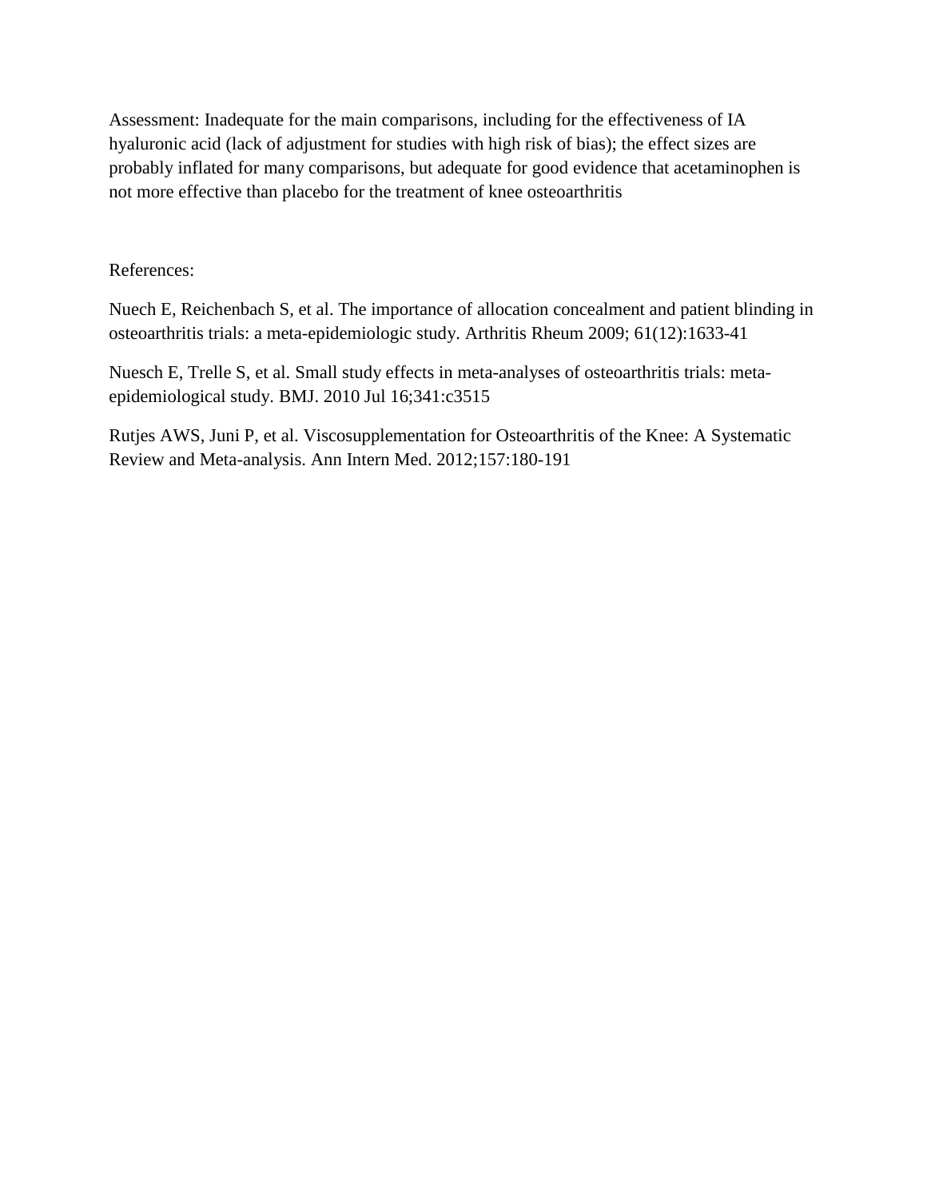Assessment: Inadequate for the main comparisons, including for the effectiveness of IA hyaluronic acid (lack of adjustment for studies with high risk of bias); the effect sizes are probably inflated for many comparisons, but adequate for good evidence that acetaminophen is not more effective than placebo for the treatment of knee osteoarthritis

References:

Nuech E, Reichenbach S, et al. The importance of allocation concealment and patient blinding in osteoarthritis trials: a meta-epidemiologic study. Arthritis Rheum 2009; 61(12):1633-41

Nuesch E, Trelle S, et al. Small study effects in meta-analyses of osteoarthritis trials: meta-epidemiological study. BMJ. 2010 Jul 16;341:c3515

Rutjes AWS, Juni P, et al. Viscosupplementation for Osteoarthritis of the Knee: A Systematic Review and Meta-analysis. Ann Intern Med. 2012;157:180-191